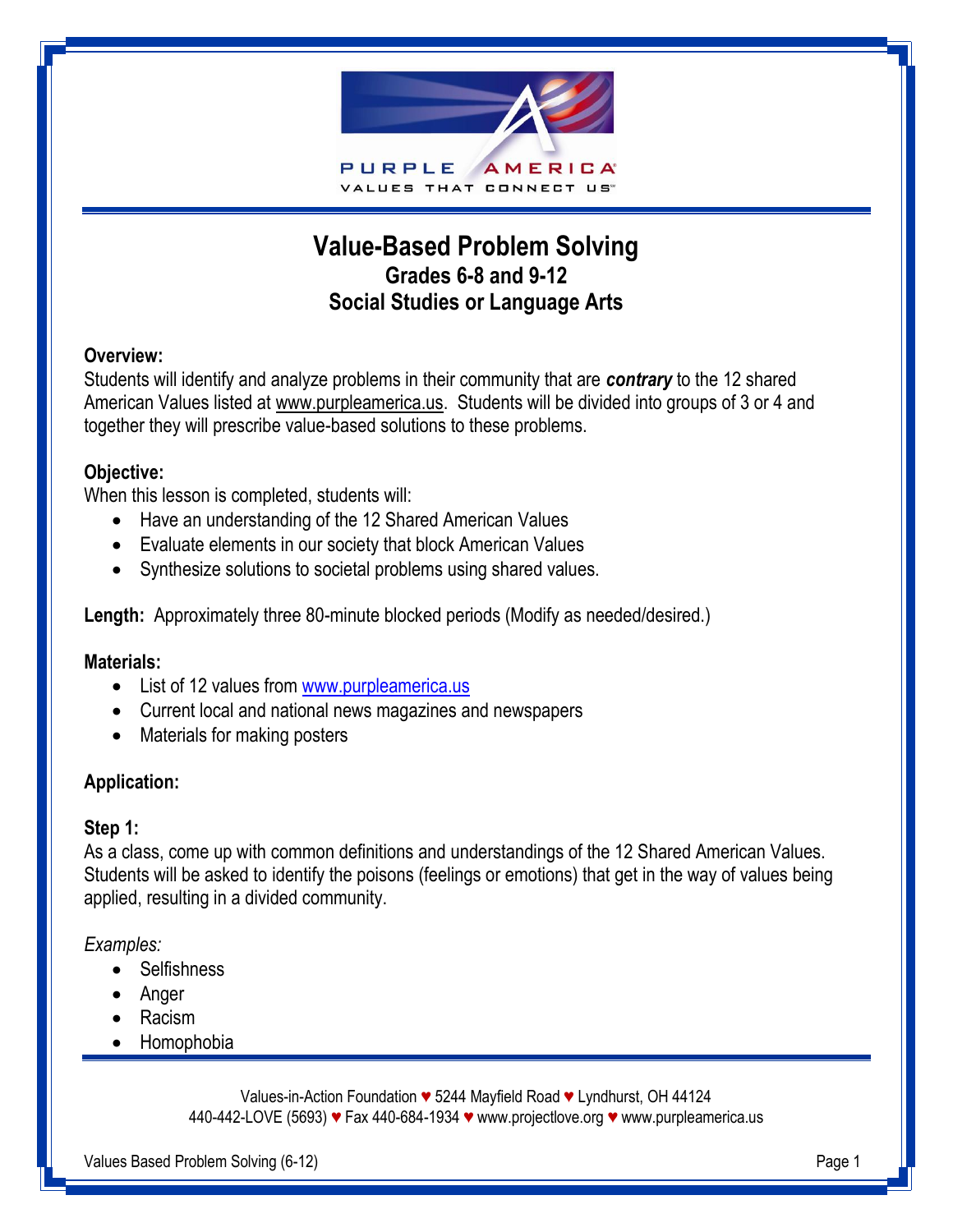# Value-Based Problem Solving

## Grades 6-8 and 9-12
## Social Studies or Language Arts

**Overview:**
Students will identify and analyze problems in their community that are ***contrary*** to the 12 shared American Values listed at www.purpleamerica.us. Students will be divided into groups of 3 or 4 and together they will prescribe value-based solutions to these problems.

**Objective:**
When this lesson is completed, students will:

- Have an understanding of the 12 Shared American Values
- Evaluate elements in our society that block American Values
- Synthesize solutions to societal problems using shared values.

**Length:** Approximately three 80-minute blocked periods (Modify as needed/desired.)

**Materials:**

- List of 12 values from www.purpleamerica.us
- Current local and national news magazines and newspapers
- Materials for making posters

**Application:**

**Step 1:**
As a class, come up with common definitions and understandings of the 12 Shared American Values. Students will be asked to identify the poisons (feelings or emotions) that get in the way of values being applied, resulting in a divided community.

*Examples:*

- Selfishness
- Anger
- Racism
- Homophobia

Values-in-Action Foundation ♥ 5244 Mayfield Road ♥ Lyndhurst, OH 44124
440-442-LOVE (5693) ♥ Fax 440-684-1934 ♥ www.projectlove.org ♥ www.purpleamerica.us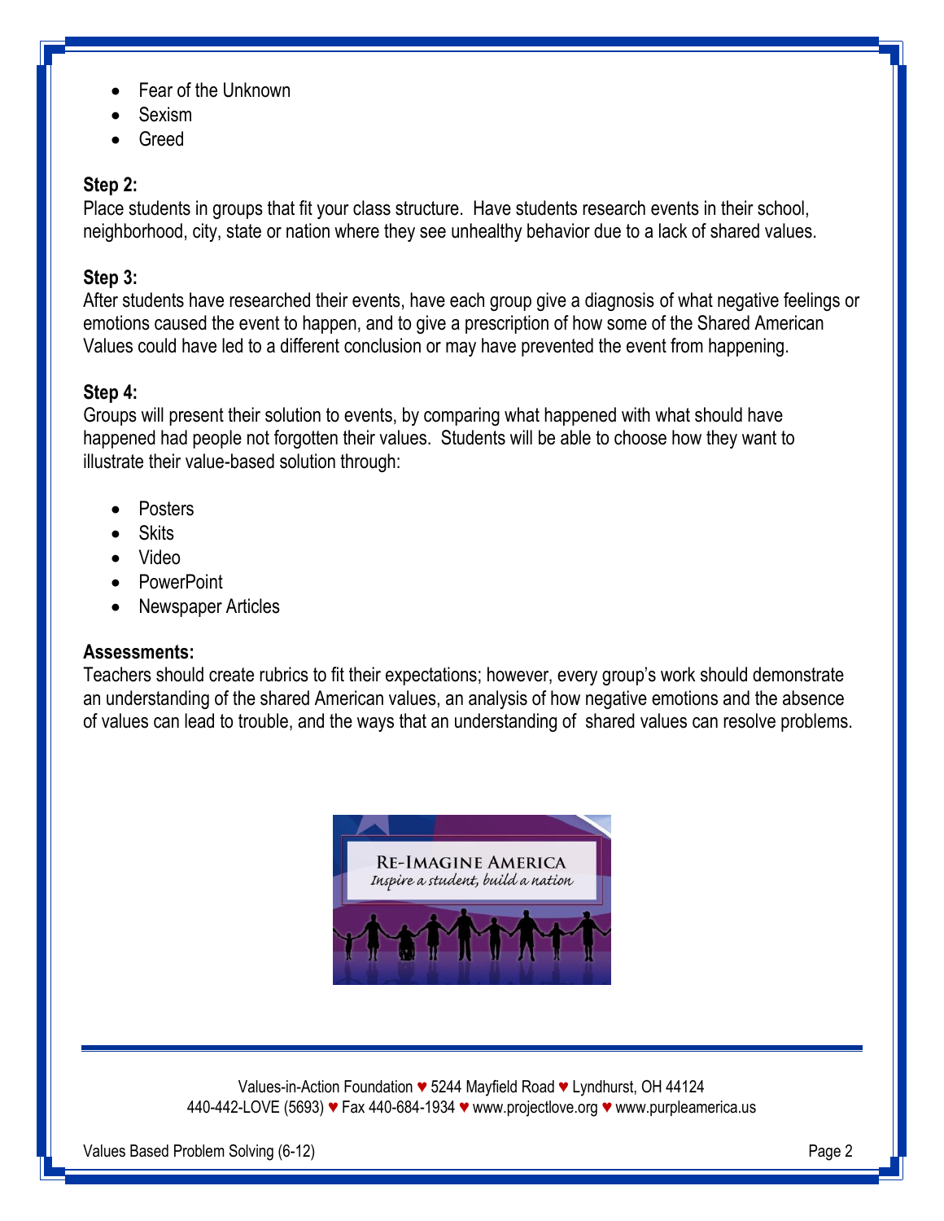- Fear of the Unknown
- Sexism
- Greed

**Step 2:**
Place students in groups that fit your class structure. Have students research events in their school, neighborhood, city, state or nation where they see unhealthy behavior due to a lack of shared values.

**Step 3:**
After students have researched their events, have each group give a diagnosis of what negative feelings or emotions caused the event to happen, and to give a prescription of how some of the Shared American Values could have led to a different conclusion or may have prevented the event from happening.

**Step 4:**
Groups will present their solution to events, by comparing what happened with what should have happened had people not forgotten their values. Students will be able to choose how they want to illustrate their value-based solution through:

- Posters
- Skits
- Video
- PowerPoint
- Newspaper Articles

**Assessments:**
Teachers should create rubrics to fit their expectations; however, every group's work should demonstrate an understanding of the shared American values, an analysis of how negative emotions and the absence of values can lead to trouble, and the ways that an understanding of shared values can resolve problems.

RE-IMAGINE AMERICA
*Inspire a student, build a nation*

Values-in-Action Foundation ♥ 5244 Mayfield Road ♥ Lyndhurst, OH 44124
440-442-LOVE (5693) ♥ Fax 440-684-1934 ♥ www.projectlove.org ♥ www.purpleamerica.us